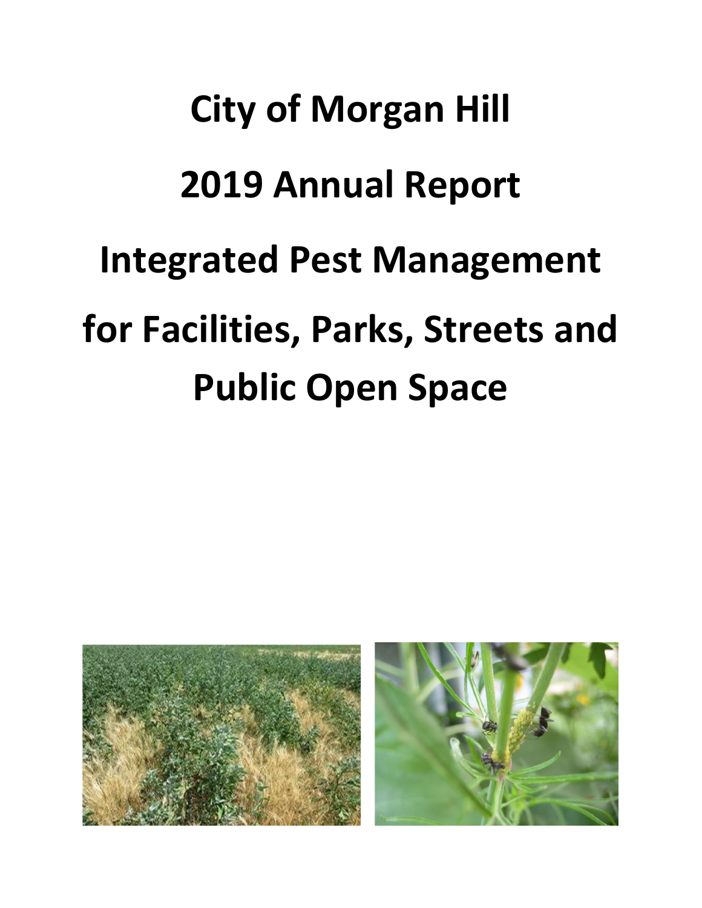# City of Morgan Hill

# 2019 Annual Report

# Integrated Pest Management

# for Facilities, Parks, Streets and Public Open Space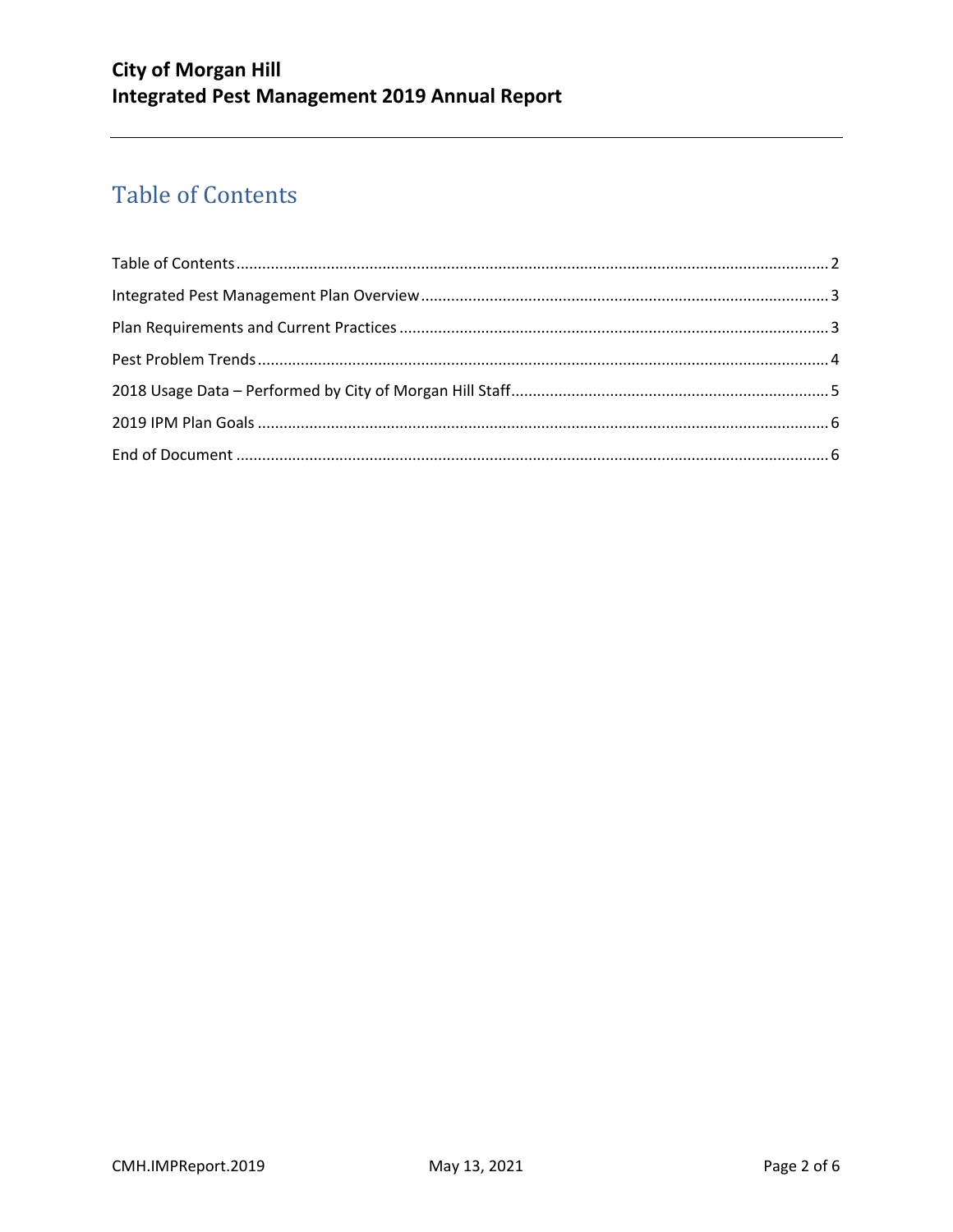# Table of Contents

Table of Contents ........................................................................................................................................ 2

Integrated Pest Management Plan Overview ............................................................................................. 3

Plan Requirements and Current Practices .................................................................................................. 3

Pest Problem Trends .................................................................................................................................... 4

2018 Usage Data – Performed by City of Morgan Hill Staff ......................................................................... 5

2019 IPM Plan Goals .................................................................................................................................... 6

End of Document ......................................................................................................................................... 6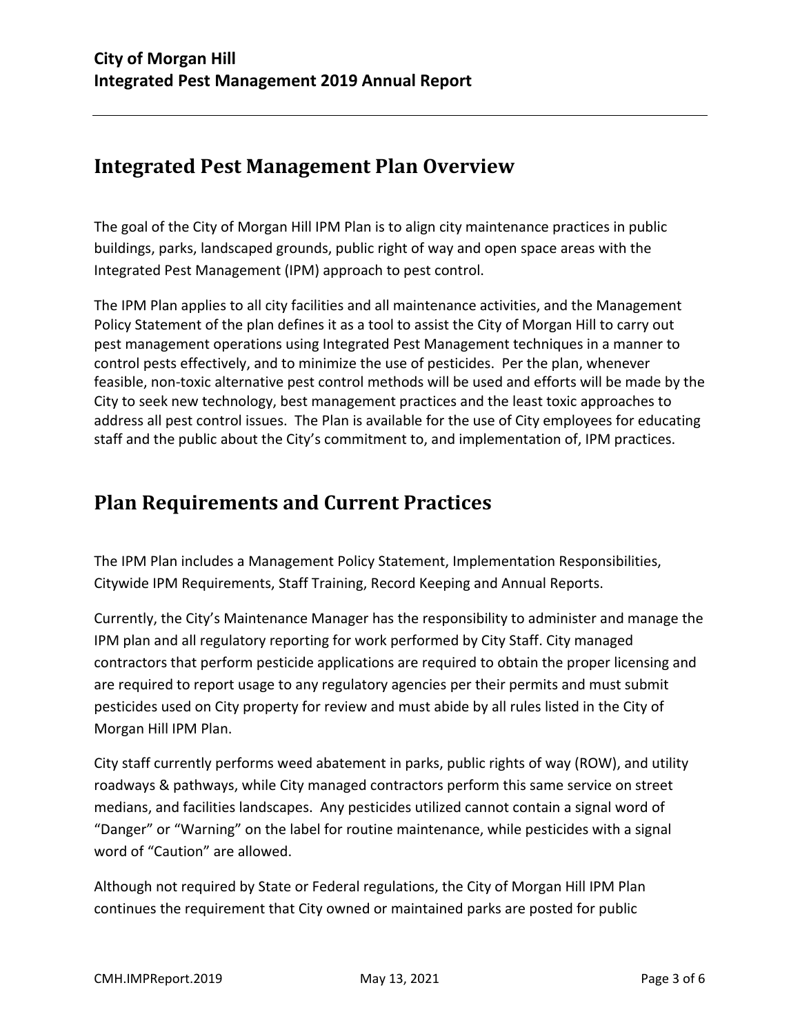## Integrated Pest Management Plan Overview

The goal of the City of Morgan Hill IPM Plan is to align city maintenance practices in public buildings, parks, landscaped grounds, public right of way and open space areas with the Integrated Pest Management (IPM) approach to pest control.

The IPM Plan applies to all city facilities and all maintenance activities, and the Management Policy Statement of the plan defines it as a tool to assist the City of Morgan Hill to carry out pest management operations using Integrated Pest Management techniques in a manner to control pests effectively, and to minimize the use of pesticides. Per the plan, whenever feasible, non-toxic alternative pest control methods will be used and efforts will be made by the City to seek new technology, best management practices and the least toxic approaches to address all pest control issues. The Plan is available for the use of City employees for educating staff and the public about the City's commitment to, and implementation of, IPM practices.

## Plan Requirements and Current Practices

The IPM Plan includes a Management Policy Statement, Implementation Responsibilities, Citywide IPM Requirements, Staff Training, Record Keeping and Annual Reports.

Currently, the City's Maintenance Manager has the responsibility to administer and manage the IPM plan and all regulatory reporting for work performed by City Staff. City managed contractors that perform pesticide applications are required to obtain the proper licensing and are required to report usage to any regulatory agencies per their permits and must submit pesticides used on City property for review and must abide by all rules listed in the City of Morgan Hill IPM Plan.

City staff currently performs weed abatement in parks, public rights of way (ROW), and utility roadways & pathways, while City managed contractors perform this same service on street medians, and facilities landscapes. Any pesticides utilized cannot contain a signal word of "Danger" or "Warning" on the label for routine maintenance, while pesticides with a signal word of "Caution" are allowed.

Although not required by State or Federal regulations, the City of Morgan Hill IPM Plan continues the requirement that City owned or maintained parks are posted for public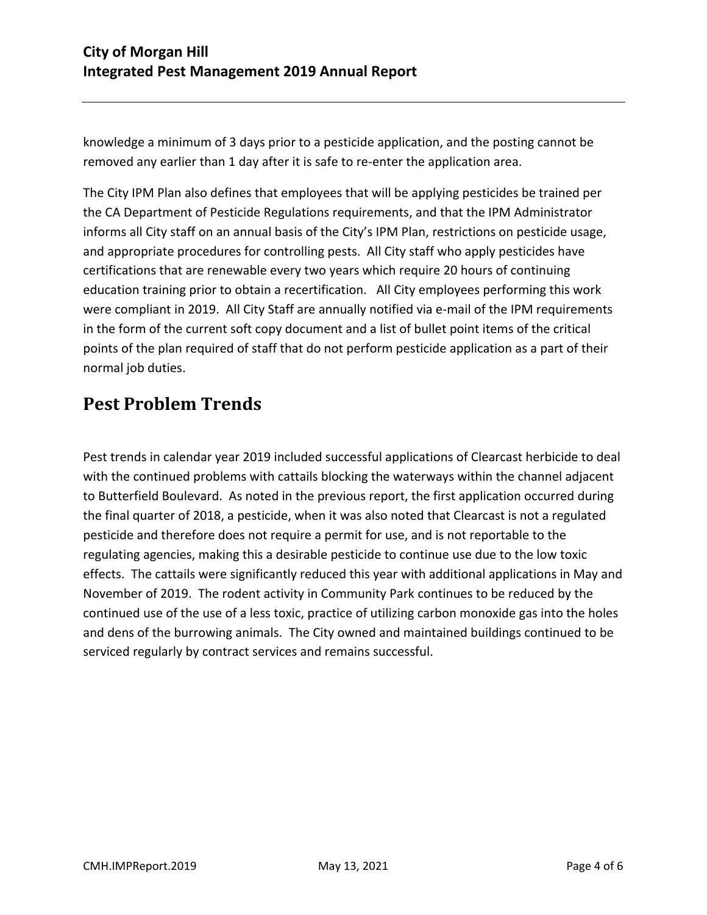knowledge a minimum of 3 days prior to a pesticide application, and the posting cannot be removed any earlier than 1 day after it is safe to re-enter the application area.

The City IPM Plan also defines that employees that will be applying pesticides be trained per the CA Department of Pesticide Regulations requirements, and that the IPM Administrator informs all City staff on an annual basis of the City's IPM Plan, restrictions on pesticide usage, and appropriate procedures for controlling pests. All City staff who apply pesticides have certifications that are renewable every two years which require 20 hours of continuing education training prior to obtain a recertification. All City employees performing this work were compliant in 2019. All City Staff are annually notified via e-mail of the IPM requirements in the form of the current soft copy document and a list of bullet point items of the critical points of the plan required of staff that do not perform pesticide application as a part of their normal job duties.

# Pest Problem Trends

Pest trends in calendar year 2019 included successful applications of Clearcast herbicide to deal with the continued problems with cattails blocking the waterways within the channel adjacent to Butterfield Boulevard. As noted in the previous report, the first application occurred during the final quarter of 2018, a pesticide, when it was also noted that Clearcast is not a regulated pesticide and therefore does not require a permit for use, and is not reportable to the regulating agencies, making this a desirable pesticide to continue use due to the low toxic effects. The cattails were significantly reduced this year with additional applications in May and November of 2019. The rodent activity in Community Park continues to be reduced by the continued use of the use of a less toxic, practice of utilizing carbon monoxide gas into the holes and dens of the burrowing animals. The City owned and maintained buildings continued to be serviced regularly by contract services and remains successful.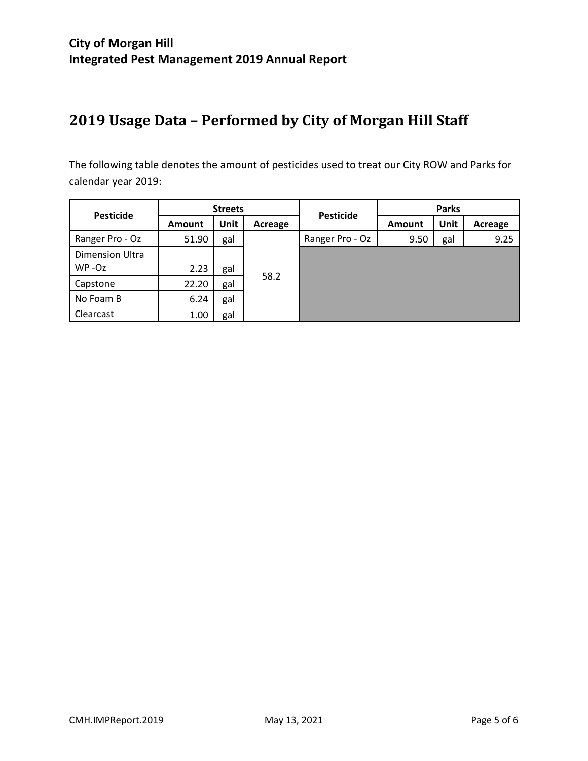## 2019 Usage Data – Performed by City of Morgan Hill Staff

The following table denotes the amount of pesticides used to treat our City ROW and Parks for calendar year 2019:

| Pesticide | Streets | | | Pesticide | Parks | | |
|---|---|---|---|---|---|---|---|
| | Amount | Unit | Acreage | | Amount | Unit | Acreage |
| Ranger Pro - Oz | 51.90 | gal | 58.2 | Ranger Pro - Oz | 9.50 | gal | 9.25 |
| Dimension Ultra WP -Oz | 2.23 | gal | | | | | |
| Capstone | 22.20 | gal | | | | | |
| No Foam B | 6.24 | gal | | | | | |
| Clearcast | 1.00 | gal | | | | | |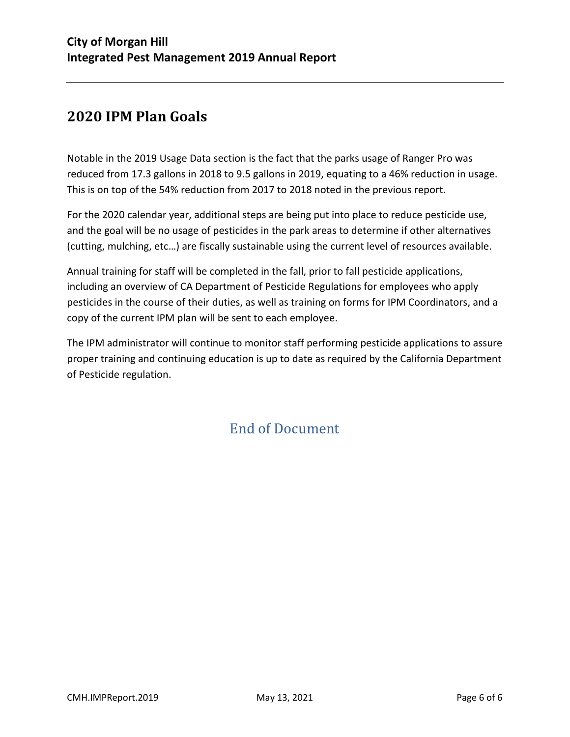## 2020 IPM Plan Goals

Notable in the 2019 Usage Data section is the fact that the parks usage of Ranger Pro was reduced from 17.3 gallons in 2018 to 9.5 gallons in 2019, equating to a 46% reduction in usage. This is on top of the 54% reduction from 2017 to 2018 noted in the previous report.

For the 2020 calendar year, additional steps are being put into place to reduce pesticide use, and the goal will be no usage of pesticides in the park areas to determine if other alternatives (cutting, mulching, etc…) are fiscally sustainable using the current level of resources available.

Annual training for staff will be completed in the fall, prior to fall pesticide applications, including an overview of CA Department of Pesticide Regulations for employees who apply pesticides in the course of their duties, as well as training on forms for IPM Coordinators, and a copy of the current IPM plan will be sent to each employee.

The IPM administrator will continue to monitor staff performing pesticide applications to assure proper training and continuing education is up to date as required by the California Department of Pesticide regulation.

End of Document